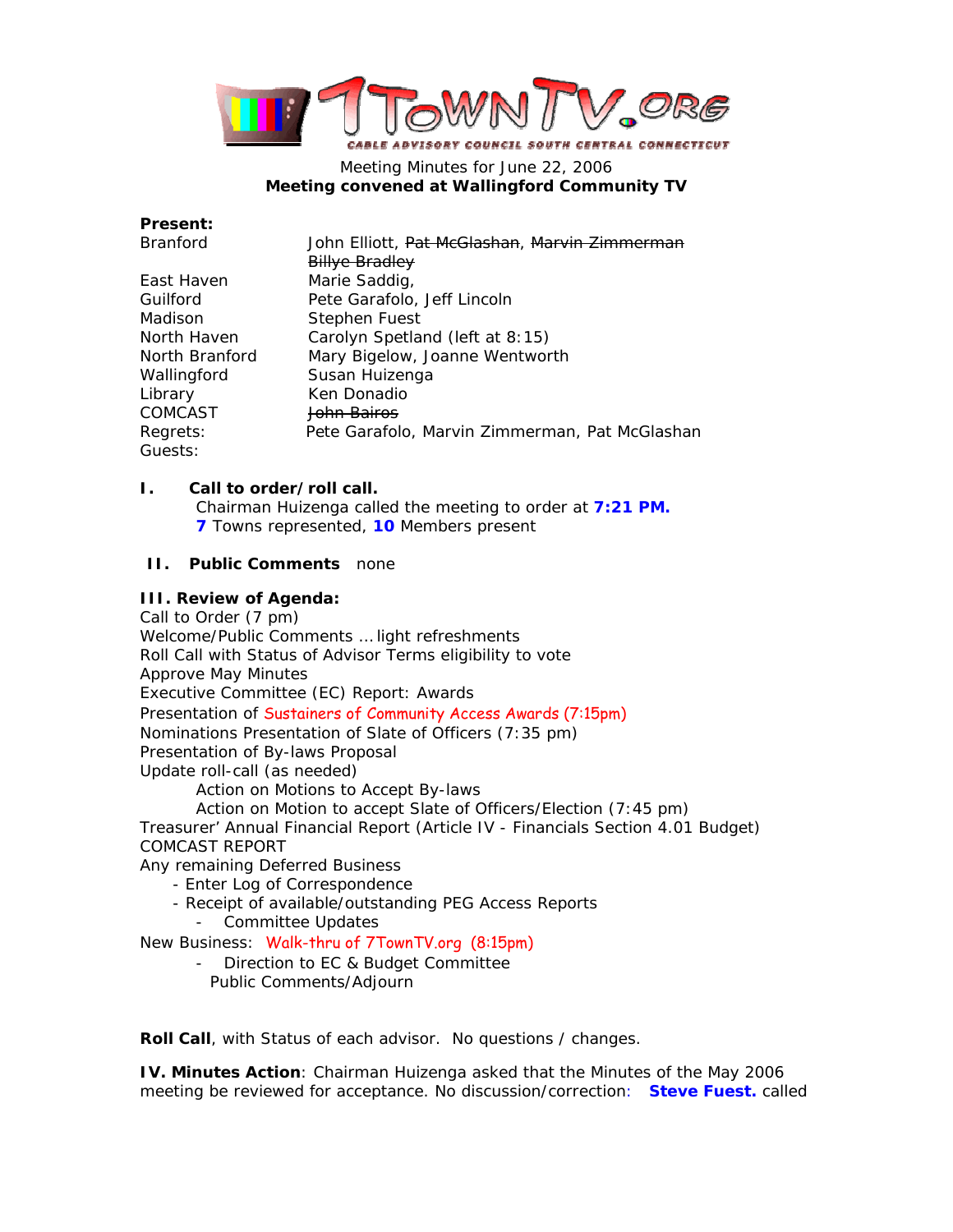7TownTV.ORG

CABLE ADVISORY COUNCIL SOUTH CENTRAL CONNECTICUT

Meeting Minutes for June 22, 2006

**Meeting convened at Wallingford Community TV**

**Present:**

| | |
|---|---|
| Branford | John Elliott, ~~Pat McGlashan~~, ~~Marvin Zimmerman~~ ~~Billye Bradley~~ |
| East Haven | Marie Saddig, |
| Guilford | Pete Garafolo, Jeff Lincoln |
| Madison | Stephen Fuest |
| North Haven | Carolyn Spetland (left at 8:15) |
| North Branford | Mary Bigelow, Joanne Wentworth |
| Wallingford | Susan Huizenga |
| Library | Ken Donadio |
| COMCAST | ~~John Bairos~~ |
| Regrets: | Pete Garafolo, Marvin Zimmerman, Pat McGlashan |
| Guests: | |

**I. Call to order/roll call.**

Chairman Huizenga called the meeting to order at **7:21 PM.**
**7** Towns represented, **10** Members present

**II. Public Comments** none

**III. Review of Agenda:**

Call to Order (7 pm)
Welcome/Public Comments … light refreshments
Roll Call with Status of Advisor Terms eligibility to vote
Approve May Minutes
Executive Committee (EC) Report: Awards
Presentation of Sustainers of Community Access Awards (7:15pm)
Nominations Presentation of Slate of Officers (7:35 pm)
Presentation of By-laws Proposal
Update roll-call (as needed)
  Action on Motions to Accept By-laws
  Action on Motion to accept Slate of Officers/Election (7:45 pm)
Treasurer' Annual Financial Report (Article IV - Financials Section 4.01 Budget)
COMCAST REPORT
Any remaining Deferred Business
- Enter Log of Correspondence
- Receipt of available/outstanding PEG Access Reports
- Committee Updates

New Business: Walk-thru of 7TownTV.org (8:15pm)
- Direction to EC & Budget Committee

Public Comments/Adjourn

**Roll Call**, with Status of each advisor. No questions / changes.

**IV. Minutes Action**: Chairman Huizenga asked that the Minutes of the May 2006 meeting be reviewed for acceptance. No discussion/correction: **Steve Fuest.** called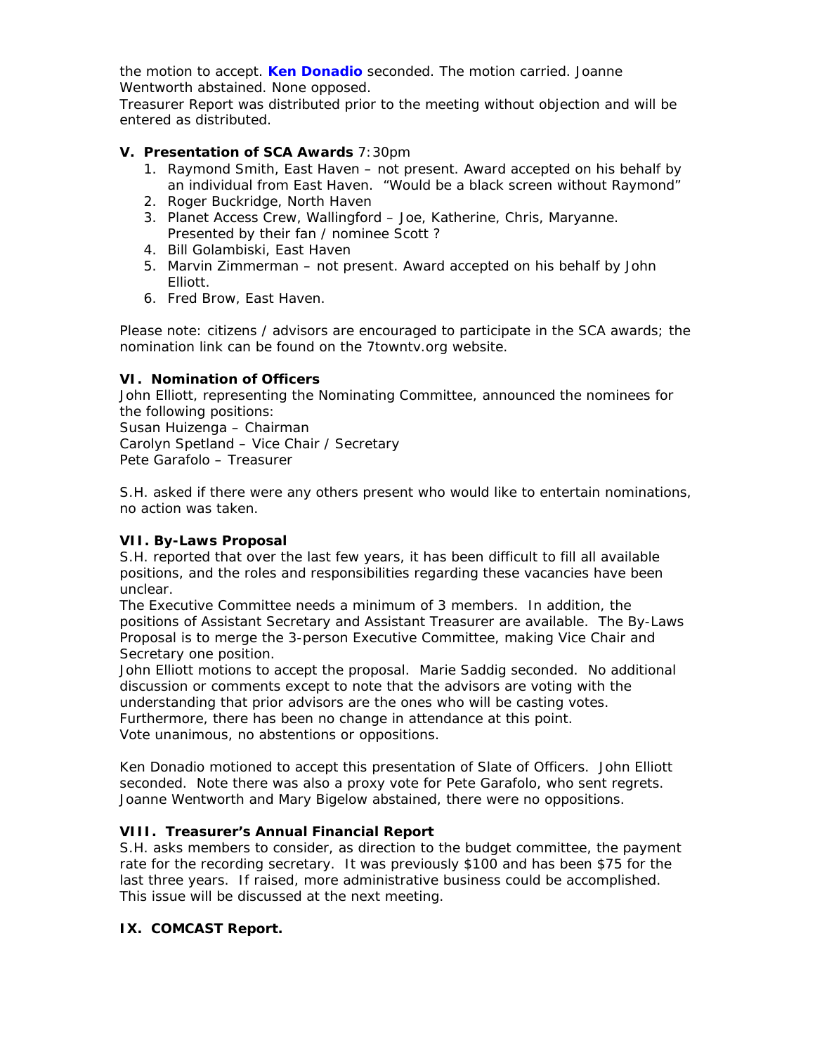the motion to accept. **Ken Donadio** seconded. The motion carried. Joanne Wentworth abstained. None opposed.
Treasurer Report was distributed prior to the meeting without objection and will be entered as distributed.

### V. Presentation of SCA Awards 7:30pm

1. Raymond Smith, East Haven – not present. Award accepted on his behalf by an individual from East Haven. "Would be a black screen without Raymond"
2. Roger Buckridge, North Haven
3. Planet Access Crew, Wallingford – Joe, Katherine, Chris, Maryanne. Presented by their fan / nominee Scott ?
4. Bill Golambiski, East Haven
5. Marvin Zimmerman – not present. Award accepted on his behalf by John Elliott.
6. Fred Brow, East Haven.

Please note: citizens / advisors are encouraged to participate in the SCA awards; the nomination link can be found on the 7towntv.org website.

### VI. Nomination of Officers

John Elliott, representing the Nominating Committee, announced the nominees for the following positions:
Susan Huizenga – Chairman
Carolyn Spetland – Vice Chair / Secretary
Pete Garafolo – Treasurer

S.H. asked if there were any others present who would like to entertain nominations, no action was taken.

### VII. By-Laws Proposal

S.H. reported that over the last few years, it has been difficult to fill all available positions, and the roles and responsibilities regarding these vacancies have been unclear.
The Executive Committee needs a minimum of 3 members. In addition, the positions of Assistant Secretary and Assistant Treasurer are available. The By-Laws Proposal is to merge the 3-person Executive Committee, making Vice Chair and Secretary one position.
John Elliott motions to accept the proposal. Marie Saddig seconded. No additional discussion or comments except to note that the advisors are voting with the understanding that prior advisors are the ones who will be casting votes. Furthermore, there has been no change in attendance at this point.
Vote unanimous, no abstentions or oppositions.

Ken Donadio motioned to accept this presentation of Slate of Officers. John Elliott seconded. Note there was also a proxy vote for Pete Garafolo, who sent regrets. Joanne Wentworth and Mary Bigelow abstained, there were no oppositions.

### VIII. Treasurer's Annual Financial Report

S.H. asks members to consider, as direction to the budget committee, the payment rate for the recording secretary. It was previously $100 and has been $75 for the last three years. If raised, more administrative business could be accomplished. This issue will be discussed at the next meeting.

### IX. COMCAST Report.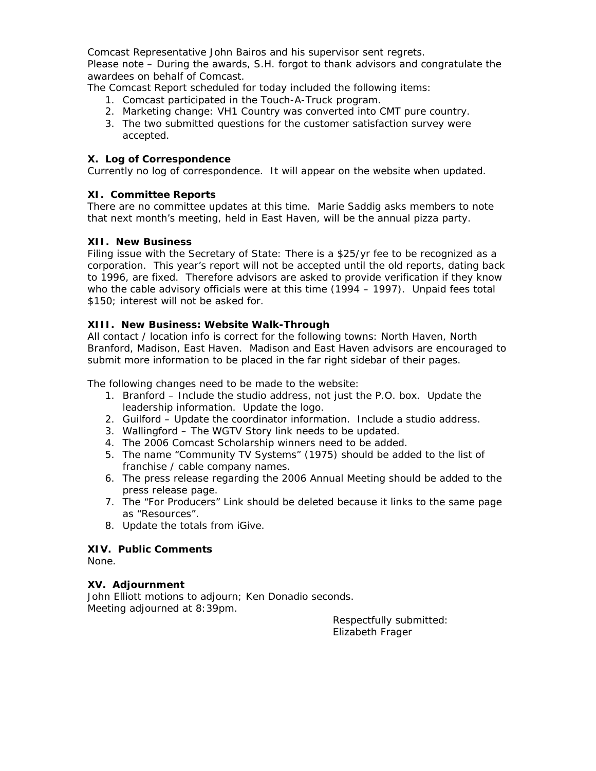Comcast Representative John Bairos and his supervisor sent regrets.
Please note – During the awards, S.H. forgot to thank advisors and congratulate the awardees on behalf of Comcast.
The Comcast Report scheduled for today included the following items:

1. Comcast participated in the Touch-A-Truck program.
2. Marketing change: VH1 Country was converted into CMT pure country.
3. The two submitted questions for the customer satisfaction survey were accepted.

**X. Log of Correspondence**
Currently no log of correspondence. It will appear on the website when updated.

**XI. Committee Reports**
There are no committee updates at this time. Marie Saddig asks members to note that next month's meeting, held in East Haven, will be the annual pizza party.

**XII. New Business**
Filing issue with the Secretary of State: There is a $25/yr fee to be recognized as a corporation. This year's report will not be accepted until the old reports, dating back to 1996, are fixed. Therefore advisors are asked to provide verification if they know who the cable advisory officials were at this time (1994 – 1997). Unpaid fees total $150; interest will not be asked for.

**XIII. New Business: Website Walk-Through**
All contact / location info is correct for the following towns: North Haven, North Branford, Madison, East Haven. Madison and East Haven advisors are encouraged to submit more information to be placed in the far right sidebar of their pages.

The following changes need to be made to the website:

1. Branford – Include the studio address, not just the P.O. box. Update the leadership information. Update the logo.
2. Guilford – Update the coordinator information. Include a studio address.
3. Wallingford – The WGTV Story link needs to be updated.
4. The 2006 Comcast Scholarship winners need to be added.
5. The name "Community TV Systems" (1975) should be added to the list of franchise / cable company names.
6. The press release regarding the 2006 Annual Meeting should be added to the press release page.
7. The "For Producers" Link should be deleted because it links to the same page as "Resources".
8. Update the totals from iGive.

**XIV. Public Comments**
None.

**XV. Adjournment**
John Elliott motions to adjourn; Ken Donadio seconds.
Meeting adjourned at 8:39pm.

Respectfully submitted:
Elizabeth Frager